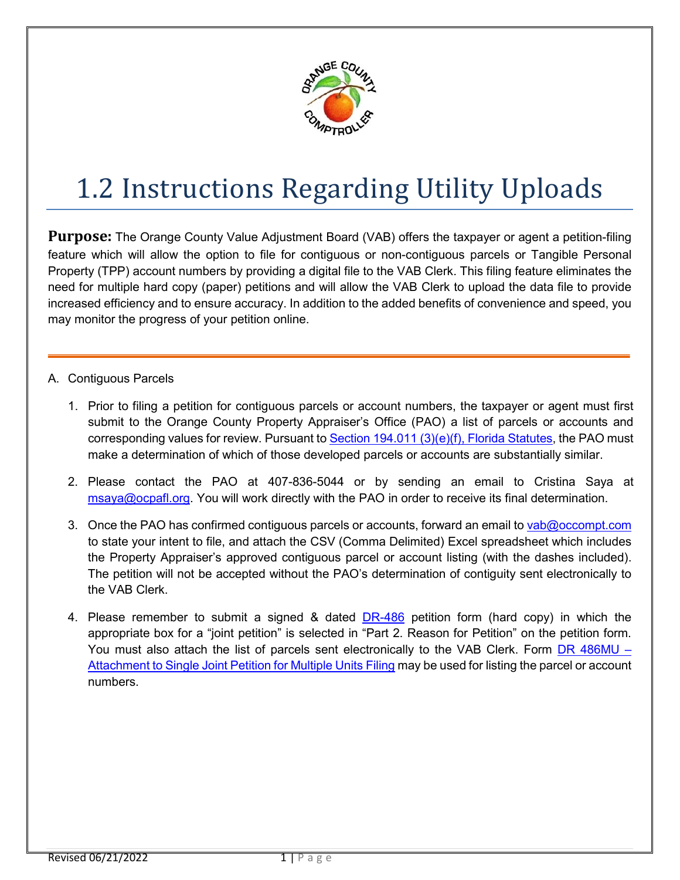# 1.2 Instructions Regarding Utility Uploads

**Purpose:** The Orange County Value Adjustment Board (VAB) offers the taxpayer or agent a petition-filing feature which will allow the option to file for contiguous or non-contiguous parcels or Tangible Personal Property (TPP) account numbers by providing a digital file to the VAB Clerk. This filing feature eliminates the need for multiple hard copy (paper) petitions and will allow the VAB Clerk to upload the data file to provide increased efficiency and to ensure accuracy. In addition to the added benefits of convenience and speed, you may monitor the progress of your petition online.

---

A. Contiguous Parcels

1. Prior to filing a petition for contiguous parcels or account numbers, the taxpayer or agent must first submit to the Orange County Property Appraiser's Office (PAO) a list of parcels or accounts and corresponding values for review. Pursuant to Section 194.011 (3)(e)(f), Florida Statutes, the PAO must make a determination of which of those developed parcels or accounts are substantially similar.

2. Please contact the PAO at 407-836-5044 or by sending an email to Cristina Saya at msaya@ocpafl.org. You will work directly with the PAO in order to receive its final determination.

3. Once the PAO has confirmed contiguous parcels or accounts, forward an email to vab@occompt.com to state your intent to file, and attach the CSV (Comma Delimited) Excel spreadsheet which includes the Property Appraiser's approved contiguous parcel or account listing (with the dashes included). The petition will not be accepted without the PAO's determination of contiguity sent electronically to the VAB Clerk.

4. Please remember to submit a signed & dated DR-486 petition form (hard copy) in which the appropriate box for a "joint petition" is selected in "Part 2. Reason for Petition" on the petition form. You must also attach the list of parcels sent electronically to the VAB Clerk. Form DR 486MU – Attachment to Single Joint Petition for Multiple Units Filing may be used for listing the parcel or account numbers.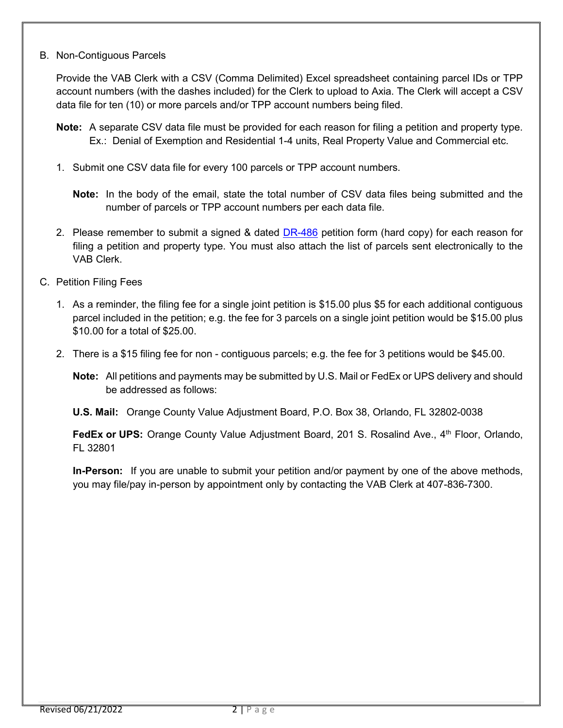B. Non-Contiguous Parcels

Provide the VAB Clerk with a CSV (Comma Delimited) Excel spreadsheet containing parcel IDs or TPP account numbers (with the dashes included) for the Clerk to upload to Axia. The Clerk will accept a CSV data file for ten (10) or more parcels and/or TPP account numbers being filed.

**Note:** A separate CSV data file must be provided for each reason for filing a petition and property type. Ex.: Denial of Exemption and Residential 1-4 units, Real Property Value and Commercial etc.

1. Submit one CSV data file for every 100 parcels or TPP account numbers.

   **Note:** In the body of the email, state the total number of CSV data files being submitted and the number of parcels or TPP account numbers per each data file.

2. Please remember to submit a signed & dated DR-486 petition form (hard copy) for each reason for filing a petition and property type. You must also attach the list of parcels sent electronically to the VAB Clerk.

C. Petition Filing Fees

1. As a reminder, the filing fee for a single joint petition is $15.00 plus $5 for each additional contiguous parcel included in the petition; e.g. the fee for 3 parcels on a single joint petition would be $15.00 plus $10.00 for a total of $25.00.

2. There is a $15 filing fee for non - contiguous parcels; e.g. the fee for 3 petitions would be $45.00.

   **Note:** All petitions and payments may be submitted by U.S. Mail or FedEx or UPS delivery and should be addressed as follows:

   **U.S. Mail:** Orange County Value Adjustment Board, P.O. Box 38, Orlando, FL 32802-0038

   **FedEx or UPS:** Orange County Value Adjustment Board, 201 S. Rosalind Ave., 4th Floor, Orlando, FL 32801

   **In-Person:** If you are unable to submit your petition and/or payment by one of the above methods, you may file/pay in-person by appointment only by contacting the VAB Clerk at 407-836-7300.